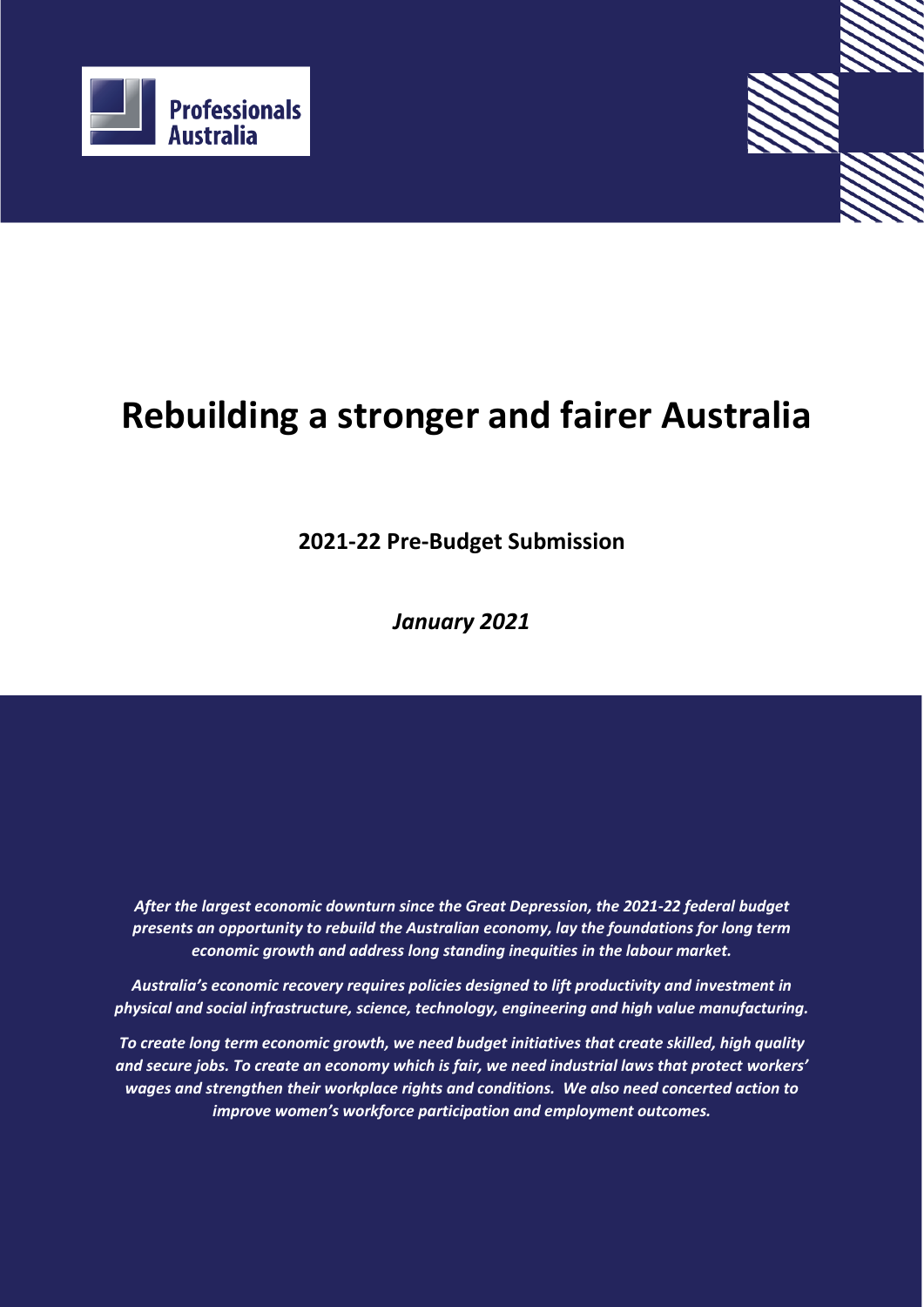Professionals Australia

# Rebuilding a stronger and fairer Australia

**2021-22 Pre-Budget Submission**

***January 2021***

***After the largest economic downturn since the Great Depression, the 2021-22 federal budget presents an opportunity to rebuild the Australian economy, lay the foundations for long term economic growth and address long standing inequities in the labour market.***

***Australia's economic recovery requires policies designed to lift productivity and investment in physical and social infrastructure, science, technology, engineering and high value manufacturing.***

***To create long term economic growth, we need budget initiatives that create skilled, high quality and secure jobs. To create an economy which is fair, we need industrial laws that protect workers' wages and strengthen their workplace rights and conditions. We also need concerted action to improve women's workforce participation and employment outcomes.***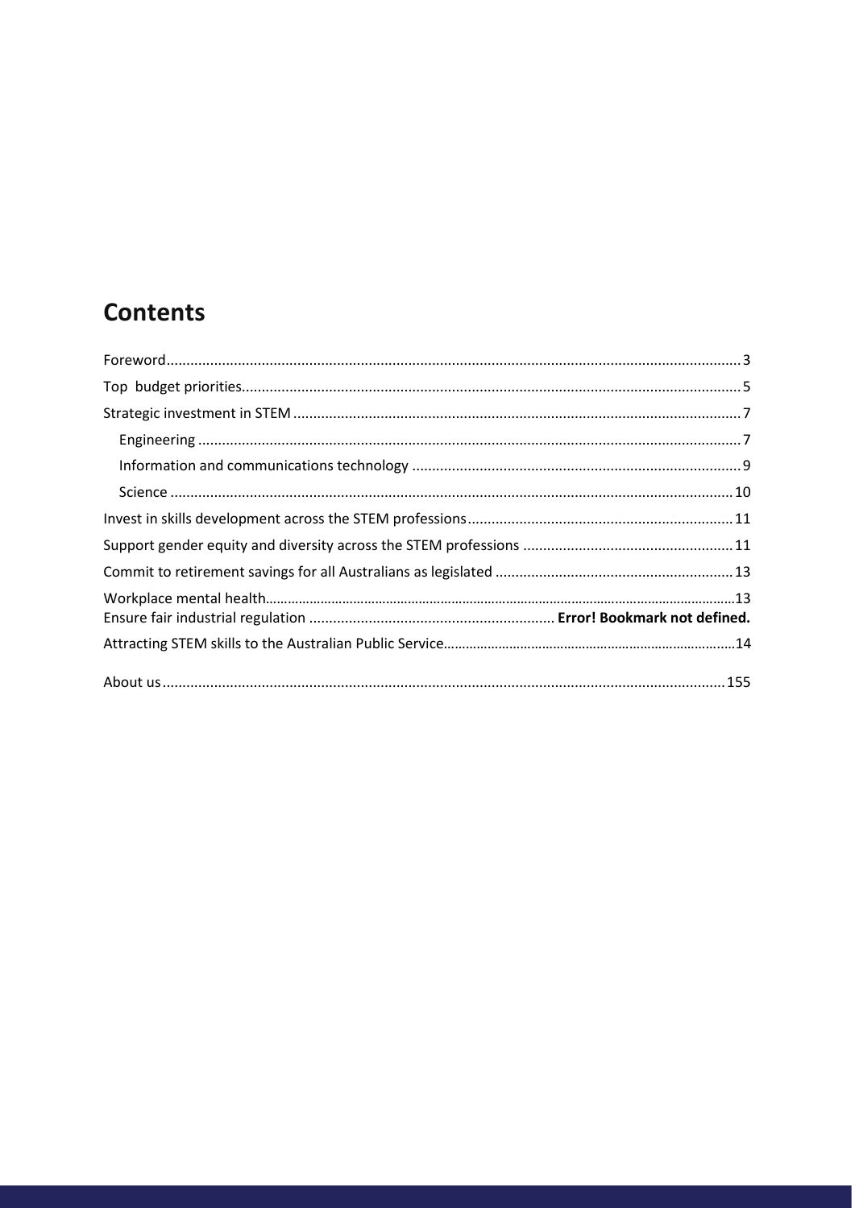# Contents

Foreword ........................................................................................................................................ 3

Top budget priorities............................................................................................................................ 5

Strategic investment in STEM ................................................................................................................ 7

- Engineering ....................................................................................................................................... 7
- Information and communications technology .................................................................................. 9
- Science ............................................................................................................................................ 10

Invest in skills development across the STEM professions.................................................................. 11

Support gender equity and diversity across the STEM professions ..................................................... 11

Commit to retirement savings for all Australians as legislated ............................................................ 13

Workplace mental health.......................................................................................................................13

Ensure fair industrial regulation ............................................................. **Error! Bookmark not defined.**

Attracting STEM skills to the Australian Public Service..........................................................................14

About us............................................................................................................................................ 155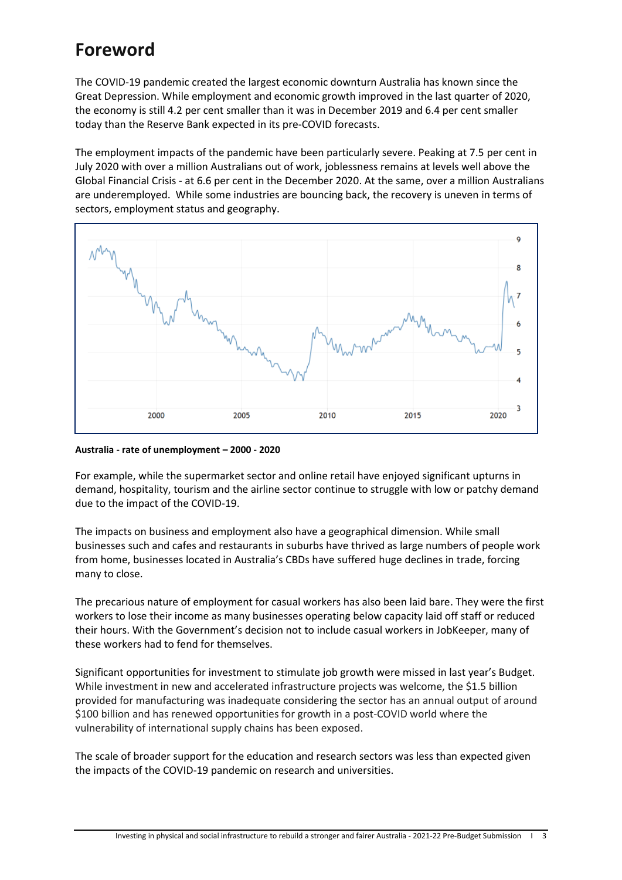# Foreword

The COVID-19 pandemic created the largest economic downturn Australia has known since the Great Depression. While employment and economic growth improved in the last quarter of 2020, the economy is still 4.2 per cent smaller than it was in December 2019 and 6.4 per cent smaller today than the Reserve Bank expected in its pre-COVID forecasts.

The employment impacts of the pandemic have been particularly severe. Peaking at 7.5 per cent in July 2020 with over a million Australians out of work, joblessness remains at levels well above the Global Financial Crisis - at 6.6 per cent in the December 2020. At the same, over a million Australians are underemployed. While some industries are bouncing back, the recovery is uneven in terms of sectors, employment status and geography.

**Australia - rate of unemployment – 2000 - 2020**

For example, while the supermarket sector and online retail have enjoyed significant upturns in demand, hospitality, tourism and the airline sector continue to struggle with low or patchy demand due to the impact of the COVID-19.

The impacts on business and employment also have a geographical dimension. While small businesses such and cafes and restaurants in suburbs have thrived as large numbers of people work from home, businesses located in Australia's CBDs have suffered huge declines in trade, forcing many to close.

The precarious nature of employment for casual workers has also been laid bare. They were the first workers to lose their income as many businesses operating below capacity laid off staff or reduced their hours. With the Government's decision not to include casual workers in JobKeeper, many of these workers had to fend for themselves.

Significant opportunities for investment to stimulate job growth were missed in last year's Budget. While investment in new and accelerated infrastructure projects was welcome, the $1.5 billion provided for manufacturing was inadequate considering the sector has an annual output of around $100 billion and has renewed opportunities for growth in a post-COVID world where the vulnerability of international supply chains has been exposed.

The scale of broader support for the education and research sectors was less than expected given the impacts of the COVID-19 pandemic on research and universities.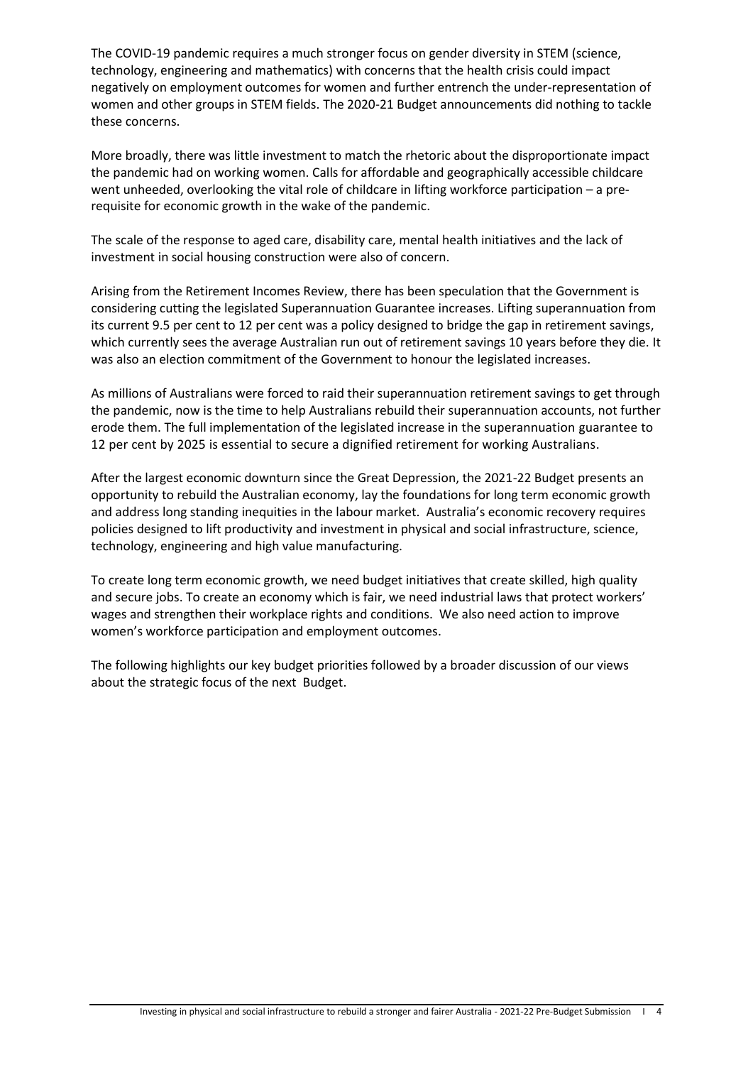The COVID-19 pandemic requires a much stronger focus on gender diversity in STEM (science, technology, engineering and mathematics) with concerns that the health crisis could impact negatively on employment outcomes for women and further entrench the under-representation of women and other groups in STEM fields. The 2020-21 Budget announcements did nothing to tackle these concerns.

More broadly, there was little investment to match the rhetoric about the disproportionate impact the pandemic had on working women. Calls for affordable and geographically accessible childcare went unheeded, overlooking the vital role of childcare in lifting workforce participation – a pre-requisite for economic growth in the wake of the pandemic.

The scale of the response to aged care, disability care, mental health initiatives and the lack of investment in social housing construction were also of concern.

Arising from the Retirement Incomes Review, there has been speculation that the Government is considering cutting the legislated Superannuation Guarantee increases. Lifting superannuation from its current 9.5 per cent to 12 per cent was a policy designed to bridge the gap in retirement savings, which currently sees the average Australian run out of retirement savings 10 years before they die. It was also an election commitment of the Government to honour the legislated increases.

As millions of Australians were forced to raid their superannuation retirement savings to get through the pandemic, now is the time to help Australians rebuild their superannuation accounts, not further erode them. The full implementation of the legislated increase in the superannuation guarantee to 12 per cent by 2025 is essential to secure a dignified retirement for working Australians.

After the largest economic downturn since the Great Depression, the 2021-22 Budget presents an opportunity to rebuild the Australian economy, lay the foundations for long term economic growth and address long standing inequities in the labour market. Australia's economic recovery requires policies designed to lift productivity and investment in physical and social infrastructure, science, technology, engineering and high value manufacturing.

To create long term economic growth, we need budget initiatives that create skilled, high quality and secure jobs. To create an economy which is fair, we need industrial laws that protect workers' wages and strengthen their workplace rights and conditions. We also need action to improve women's workforce participation and employment outcomes.

The following highlights our key budget priorities followed by a broader discussion of our views about the strategic focus of the next Budget.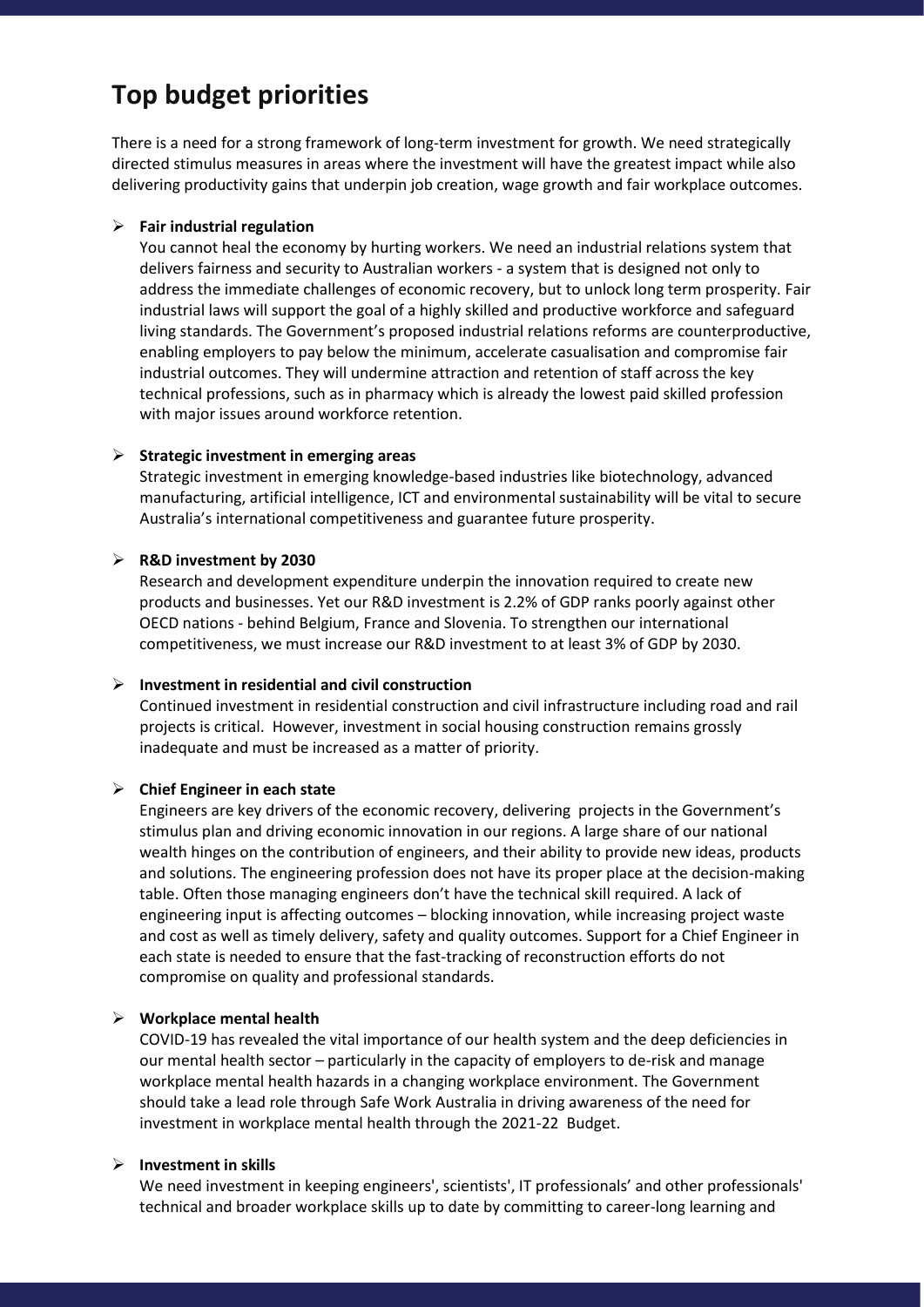# Top budget priorities

There is a need for a strong framework of long-term investment for growth. We need strategically directed stimulus measures in areas where the investment will have the greatest impact while also delivering productivity gains that underpin job creation, wage growth and fair workplace outcomes.

- **Fair industrial regulation**
  You cannot heal the economy by hurting workers. We need an industrial relations system that delivers fairness and security to Australian workers - a system that is designed not only to address the immediate challenges of economic recovery, but to unlock long term prosperity. Fair industrial laws will support the goal of a highly skilled and productive workforce and safeguard living standards. The Government's proposed industrial relations reforms are counterproductive, enabling employers to pay below the minimum, accelerate casualisation and compromise fair industrial outcomes. They will undermine attraction and retention of staff across the key technical professions, such as in pharmacy which is already the lowest paid skilled profession with major issues around workforce retention.

- **Strategic investment in emerging areas**
  Strategic investment in emerging knowledge-based industries like biotechnology, advanced manufacturing, artificial intelligence, ICT and environmental sustainability will be vital to secure Australia's international competitiveness and guarantee future prosperity.

- **R&D investment by 2030**
  Research and development expenditure underpin the innovation required to create new products and businesses. Yet our R&D investment is 2.2% of GDP ranks poorly against other OECD nations - behind Belgium, France and Slovenia. To strengthen our international competitiveness, we must increase our R&D investment to at least 3% of GDP by 2030.

- **Investment in residential and civil construction**
  Continued investment in residential construction and civil infrastructure including road and rail projects is critical. However, investment in social housing construction remains grossly inadequate and must be increased as a matter of priority.

- **Chief Engineer in each state**
  Engineers are key drivers of the economic recovery, delivering projects in the Government's stimulus plan and driving economic innovation in our regions. A large share of our national wealth hinges on the contribution of engineers, and their ability to provide new ideas, products and solutions. The engineering profession does not have its proper place at the decision-making table. Often those managing engineers don't have the technical skill required. A lack of engineering input is affecting outcomes – blocking innovation, while increasing project waste and cost as well as timely delivery, safety and quality outcomes. Support for a Chief Engineer in each state is needed to ensure that the fast-tracking of reconstruction efforts do not compromise on quality and professional standards.

- **Workplace mental health**
  COVID-19 has revealed the vital importance of our health system and the deep deficiencies in our mental health sector – particularly in the capacity of employers to de-risk and manage workplace mental health hazards in a changing workplace environment. The Government should take a lead role through Safe Work Australia in driving awareness of the need for investment in workplace mental health through the 2021-22 Budget.

- **Investment in skills**
  We need investment in keeping engineers', scientists', IT professionals' and other professionals' technical and broader workplace skills up to date by committing to career-long learning and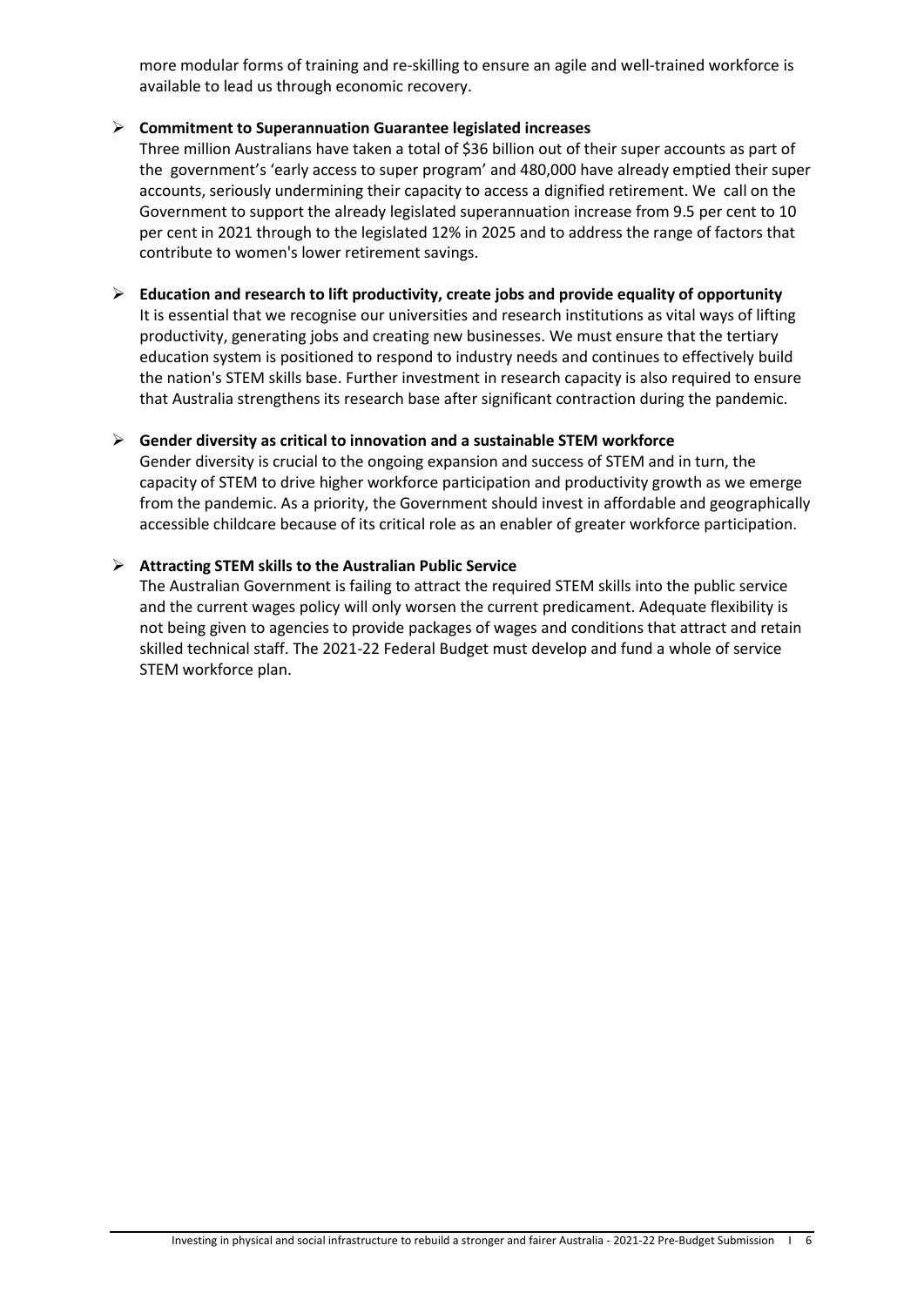more modular forms of training and re-skilling to ensure an agile and well-trained workforce is available to lead us through economic recovery.

- **Commitment to Superannuation Guarantee legislated increases**
  Three million Australians have taken a total of $36 billion out of their super accounts as part of the government's 'early access to super program' and 480,000 have already emptied their super accounts, seriously undermining their capacity to access a dignified retirement. We call on the Government to support the already legislated superannuation increase from 9.5 per cent to 10 per cent in 2021 through to the legislated 12% in 2025 and to address the range of factors that contribute to women's lower retirement savings.

- **Education and research to lift productivity, create jobs and provide equality of opportunity**
  It is essential that we recognise our universities and research institutions as vital ways of lifting productivity, generating jobs and creating new businesses. We must ensure that the tertiary education system is positioned to respond to industry needs and continues to effectively build the nation's STEM skills base. Further investment in research capacity is also required to ensure that Australia strengthens its research base after significant contraction during the pandemic.

- **Gender diversity as critical to innovation and a sustainable STEM workforce**
  Gender diversity is crucial to the ongoing expansion and success of STEM and in turn, the capacity of STEM to drive higher workforce participation and productivity growth as we emerge from the pandemic. As a priority, the Government should invest in affordable and geographically accessible childcare because of its critical role as an enabler of greater workforce participation.

- **Attracting STEM skills to the Australian Public Service**
  The Australian Government is failing to attract the required STEM skills into the public service and the current wages policy will only worsen the current predicament. Adequate flexibility is not being given to agencies to provide packages of wages and conditions that attract and retain skilled technical staff. The 2021-22 Federal Budget must develop and fund a whole of service STEM workforce plan.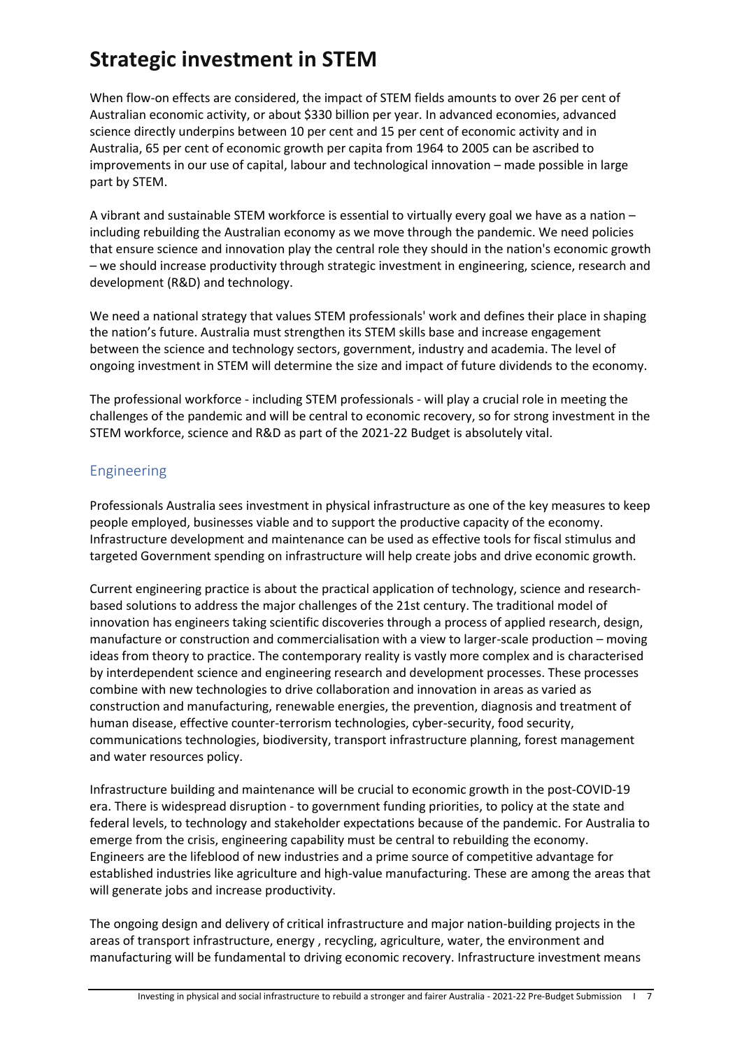# Strategic investment in STEM

When flow-on effects are considered, the impact of STEM fields amounts to over 26 per cent of Australian economic activity, or about $330 billion per year. In advanced economies, advanced science directly underpins between 10 per cent and 15 per cent of economic activity and in Australia, 65 per cent of economic growth per capita from 1964 to 2005 can be ascribed to improvements in our use of capital, labour and technological innovation – made possible in large part by STEM.

A vibrant and sustainable STEM workforce is essential to virtually every goal we have as a nation – including rebuilding the Australian economy as we move through the pandemic. We need policies that ensure science and innovation play the central role they should in the nation's economic growth – we should increase productivity through strategic investment in engineering, science, research and development (R&D) and technology.

We need a national strategy that values STEM professionals' work and defines their place in shaping the nation's future. Australia must strengthen its STEM skills base and increase engagement between the science and technology sectors, government, industry and academia. The level of ongoing investment in STEM will determine the size and impact of future dividends to the economy.

The professional workforce - including STEM professionals - will play a crucial role in meeting the challenges of the pandemic and will be central to economic recovery, so for strong investment in the STEM workforce, science and R&D as part of the 2021-22 Budget is absolutely vital.

## Engineering

Professionals Australia sees investment in physical infrastructure as one of the key measures to keep people employed, businesses viable and to support the productive capacity of the economy. Infrastructure development and maintenance can be used as effective tools for fiscal stimulus and targeted Government spending on infrastructure will help create jobs and drive economic growth.

Current engineering practice is about the practical application of technology, science and research-based solutions to address the major challenges of the 21st century. The traditional model of innovation has engineers taking scientific discoveries through a process of applied research, design, manufacture or construction and commercialisation with a view to larger-scale production – moving ideas from theory to practice. The contemporary reality is vastly more complex and is characterised by interdependent science and engineering research and development processes. These processes combine with new technologies to drive collaboration and innovation in areas as varied as construction and manufacturing, renewable energies, the prevention, diagnosis and treatment of human disease, effective counter-terrorism technologies, cyber-security, food security, communications technologies, biodiversity, transport infrastructure planning, forest management and water resources policy.

Infrastructure building and maintenance will be crucial to economic growth in the post-COVID-19 era. There is widespread disruption - to government funding priorities, to policy at the state and federal levels, to technology and stakeholder expectations because of the pandemic. For Australia to emerge from the crisis, engineering capability must be central to rebuilding the economy. Engineers are the lifeblood of new industries and a prime source of competitive advantage for established industries like agriculture and high-value manufacturing. These are among the areas that will generate jobs and increase productivity.

The ongoing design and delivery of critical infrastructure and major nation-building projects in the areas of transport infrastructure, energy , recycling, agriculture, water, the environment and manufacturing will be fundamental to driving economic recovery. Infrastructure investment means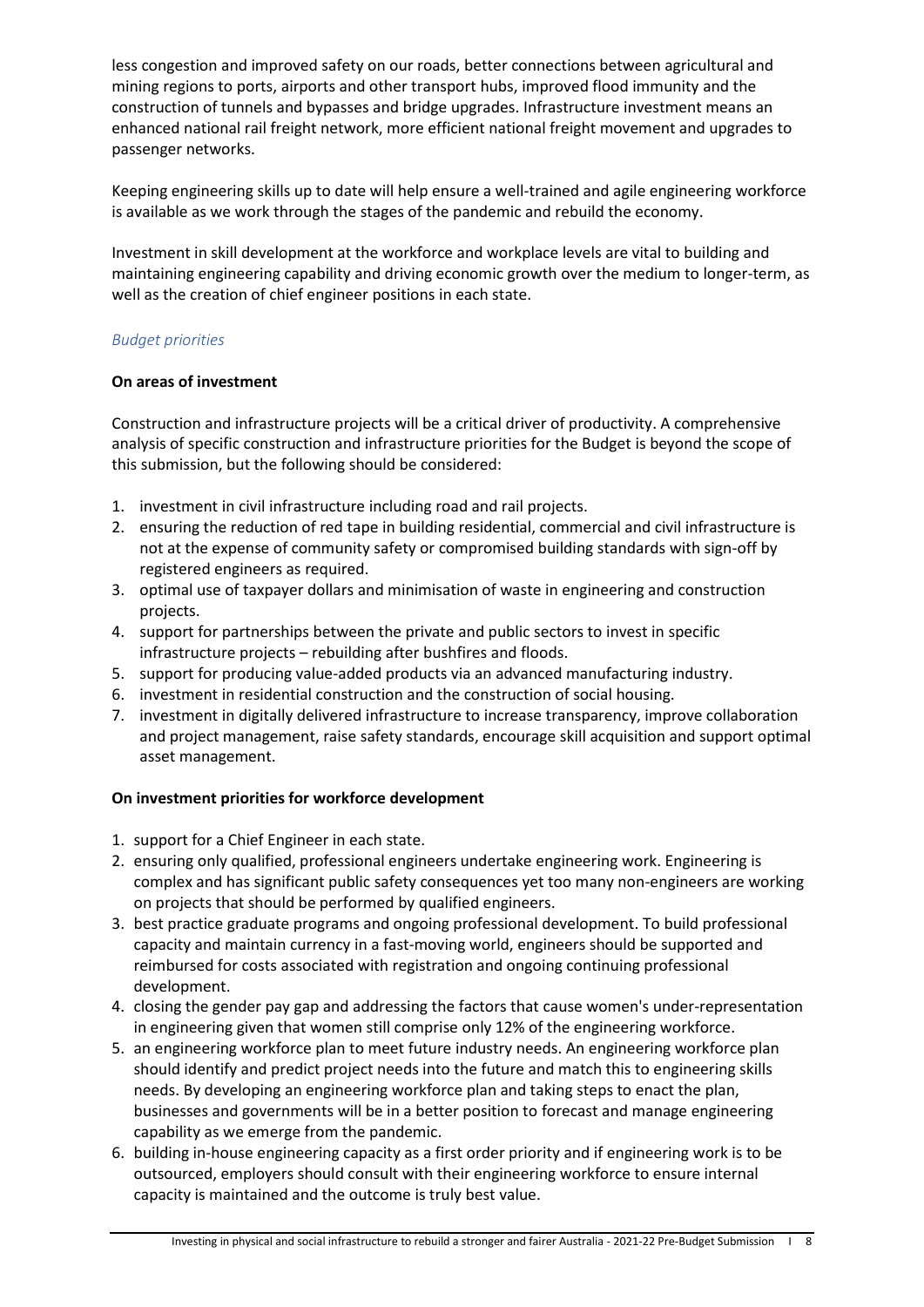less congestion and improved safety on our roads, better connections between agricultural and mining regions to ports, airports and other transport hubs, improved flood immunity and the construction of tunnels and bypasses and bridge upgrades. Infrastructure investment means an enhanced national rail freight network, more efficient national freight movement and upgrades to passenger networks.

Keeping engineering skills up to date will help ensure a well-trained and agile engineering workforce is available as we work through the stages of the pandemic and rebuild the economy.

Investment in skill development at the workforce and workplace levels are vital to building and maintaining engineering capability and driving economic growth over the medium to longer-term, as well as the creation of chief engineer positions in each state.

### *Budget priorities*

**On areas of investment**

Construction and infrastructure projects will be a critical driver of productivity. A comprehensive analysis of specific construction and infrastructure priorities for the Budget is beyond the scope of this submission, but the following should be considered:

1. investment in civil infrastructure including road and rail projects.
2. ensuring the reduction of red tape in building residential, commercial and civil infrastructure is not at the expense of community safety or compromised building standards with sign-off by registered engineers as required.
3. optimal use of taxpayer dollars and minimisation of waste in engineering and construction projects.
4. support for partnerships between the private and public sectors to invest in specific infrastructure projects – rebuilding after bushfires and floods.
5. support for producing value-added products via an advanced manufacturing industry.
6. investment in residential construction and the construction of social housing.
7. investment in digitally delivered infrastructure to increase transparency, improve collaboration and project management, raise safety standards, encourage skill acquisition and support optimal asset management.

**On investment priorities for workforce development**

1. support for a Chief Engineer in each state.
2. ensuring only qualified, professional engineers undertake engineering work. Engineering is complex and has significant public safety consequences yet too many non-engineers are working on projects that should be performed by qualified engineers.
3. best practice graduate programs and ongoing professional development. To build professional capacity and maintain currency in a fast-moving world, engineers should be supported and reimbursed for costs associated with registration and ongoing continuing professional development.
4. closing the gender pay gap and addressing the factors that cause women's under-representation in engineering given that women still comprise only 12% of the engineering workforce.
5. an engineering workforce plan to meet future industry needs. An engineering workforce plan should identify and predict project needs into the future and match this to engineering skills needs. By developing an engineering workforce plan and taking steps to enact the plan, businesses and governments will be in a better position to forecast and manage engineering capability as we emerge from the pandemic.
6. building in-house engineering capacity as a first order priority and if engineering work is to be outsourced, employers should consult with their engineering workforce to ensure internal capacity is maintained and the outcome is truly best value.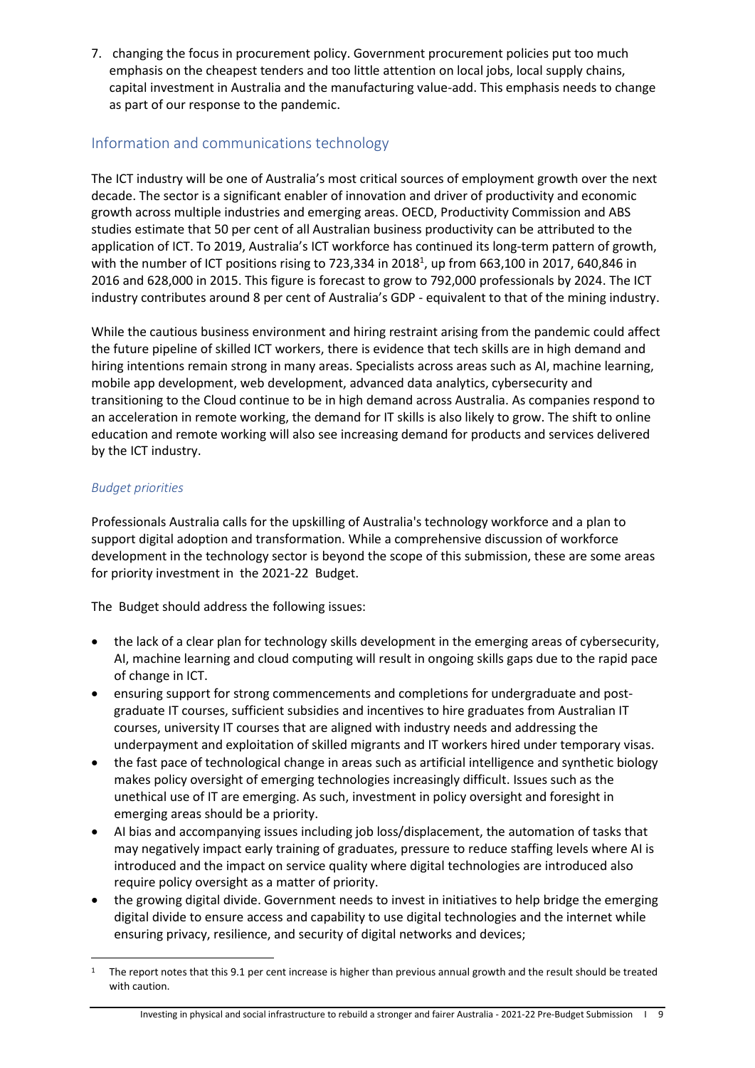7. changing the focus in procurement policy. Government procurement policies put too much emphasis on the cheapest tenders and too little attention on local jobs, local supply chains, capital investment in Australia and the manufacturing value-add. This emphasis needs to change as part of our response to the pandemic.

## Information and communications technology

The ICT industry will be one of Australia's most critical sources of employment growth over the next decade. The sector is a significant enabler of innovation and driver of productivity and economic growth across multiple industries and emerging areas. OECD, Productivity Commission and ABS studies estimate that 50 per cent of all Australian business productivity can be attributed to the application of ICT. To 2019, Australia's ICT workforce has continued its long-term pattern of growth, with the number of ICT positions rising to 723,334 in 2018[1], up from 663,100 in 2017, 640,846 in 2016 and 628,000 in 2015. This figure is forecast to grow to 792,000 professionals by 2024. The ICT industry contributes around 8 per cent of Australia's GDP - equivalent to that of the mining industry.

While the cautious business environment and hiring restraint arising from the pandemic could affect the future pipeline of skilled ICT workers, there is evidence that tech skills are in high demand and hiring intentions remain strong in many areas. Specialists across areas such as AI, machine learning, mobile app development, web development, advanced data analytics, cybersecurity and transitioning to the Cloud continue to be in high demand across Australia. As companies respond to an acceleration in remote working, the demand for IT skills is also likely to grow. The shift to online education and remote working will also see increasing demand for products and services delivered by the ICT industry.

### *Budget priorities*

Professionals Australia calls for the upskilling of Australia's technology workforce and a plan to support digital adoption and transformation. While a comprehensive discussion of workforce development in the technology sector is beyond the scope of this submission, these are some areas for priority investment in the 2021-22 Budget.

The Budget should address the following issues:

- the lack of a clear plan for technology skills development in the emerging areas of cybersecurity, AI, machine learning and cloud computing will result in ongoing skills gaps due to the rapid pace of change in ICT.
- ensuring support for strong commencements and completions for undergraduate and post-graduate IT courses, sufficient subsidies and incentives to hire graduates from Australian IT courses, university IT courses that are aligned with industry needs and addressing the underpayment and exploitation of skilled migrants and IT workers hired under temporary visas.
- the fast pace of technological change in areas such as artificial intelligence and synthetic biology makes policy oversight of emerging technologies increasingly difficult. Issues such as the unethical use of IT are emerging. As such, investment in policy oversight and foresight in emerging areas should be a priority.
- AI bias and accompanying issues including job loss/displacement, the automation of tasks that may negatively impact early training of graduates, pressure to reduce staffing levels where AI is introduced and the impact on service quality where digital technologies are introduced also require policy oversight as a matter of priority.
- the growing digital divide. Government needs to invest in initiatives to help bridge the emerging digital divide to ensure access and capability to use digital technologies and the internet while ensuring privacy, resilience, and security of digital networks and devices;

[1] The report notes that this 9.1 per cent increase is higher than previous annual growth and the result should be treated with caution.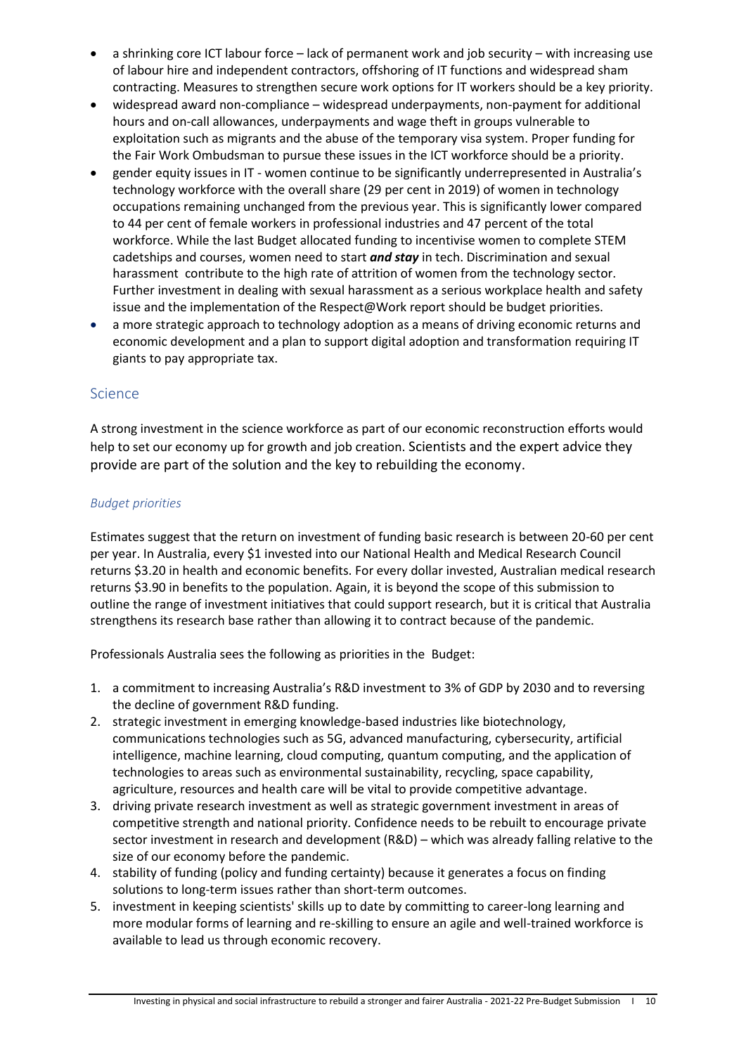- a shrinking core ICT labour force – lack of permanent work and job security – with increasing use of labour hire and independent contractors, offshoring of IT functions and widespread sham contracting. Measures to strengthen secure work options for IT workers should be a key priority.
- widespread award non-compliance – widespread underpayments, non-payment for additional hours and on-call allowances, underpayments and wage theft in groups vulnerable to exploitation such as migrants and the abuse of the temporary visa system. Proper funding for the Fair Work Ombudsman to pursue these issues in the ICT workforce should be a priority.
- gender equity issues in IT - women continue to be significantly underrepresented in Australia's technology workforce with the overall share (29 per cent in 2019) of women in technology occupations remaining unchanged from the previous year. This is significantly lower compared to 44 per cent of female workers in professional industries and 47 percent of the total workforce. While the last Budget allocated funding to incentivise women to complete STEM cadetships and courses, women need to start ***and stay*** in tech. Discrimination and sexual harassment contribute to the high rate of attrition of women from the technology sector. Further investment in dealing with sexual harassment as a serious workplace health and safety issue and the implementation of the Respect@Work report should be budget priorities.
- a more strategic approach to technology adoption as a means of driving economic returns and economic development and a plan to support digital adoption and transformation requiring IT giants to pay appropriate tax.

## Science

A strong investment in the science workforce as part of our economic reconstruction efforts would help to set our economy up for growth and job creation. Scientists and the expert advice they provide are part of the solution and the key to rebuilding the economy.

### *Budget priorities*

Estimates suggest that the return on investment of funding basic research is between 20-60 per cent per year. In Australia, every $1 invested into our National Health and Medical Research Council returns $3.20 in health and economic benefits. For every dollar invested, Australian medical research returns $3.90 in benefits to the population. Again, it is beyond the scope of this submission to outline the range of investment initiatives that could support research, but it is critical that Australia strengthens its research base rather than allowing it to contract because of the pandemic.

Professionals Australia sees the following as priorities in the Budget:

1. a commitment to increasing Australia's R&D investment to 3% of GDP by 2030 and to reversing the decline of government R&D funding.
2. strategic investment in emerging knowledge-based industries like biotechnology, communications technologies such as 5G, advanced manufacturing, cybersecurity, artificial intelligence, machine learning, cloud computing, quantum computing, and the application of technologies to areas such as environmental sustainability, recycling, space capability, agriculture, resources and health care will be vital to provide competitive advantage.
3. driving private research investment as well as strategic government investment in areas of competitive strength and national priority. Confidence needs to be rebuilt to encourage private sector investment in research and development (R&D) – which was already falling relative to the size of our economy before the pandemic.
4. stability of funding (policy and funding certainty) because it generates a focus on finding solutions to long-term issues rather than short-term outcomes.
5. investment in keeping scientists' skills up to date by committing to career-long learning and more modular forms of learning and re-skilling to ensure an agile and well-trained workforce is available to lead us through economic recovery.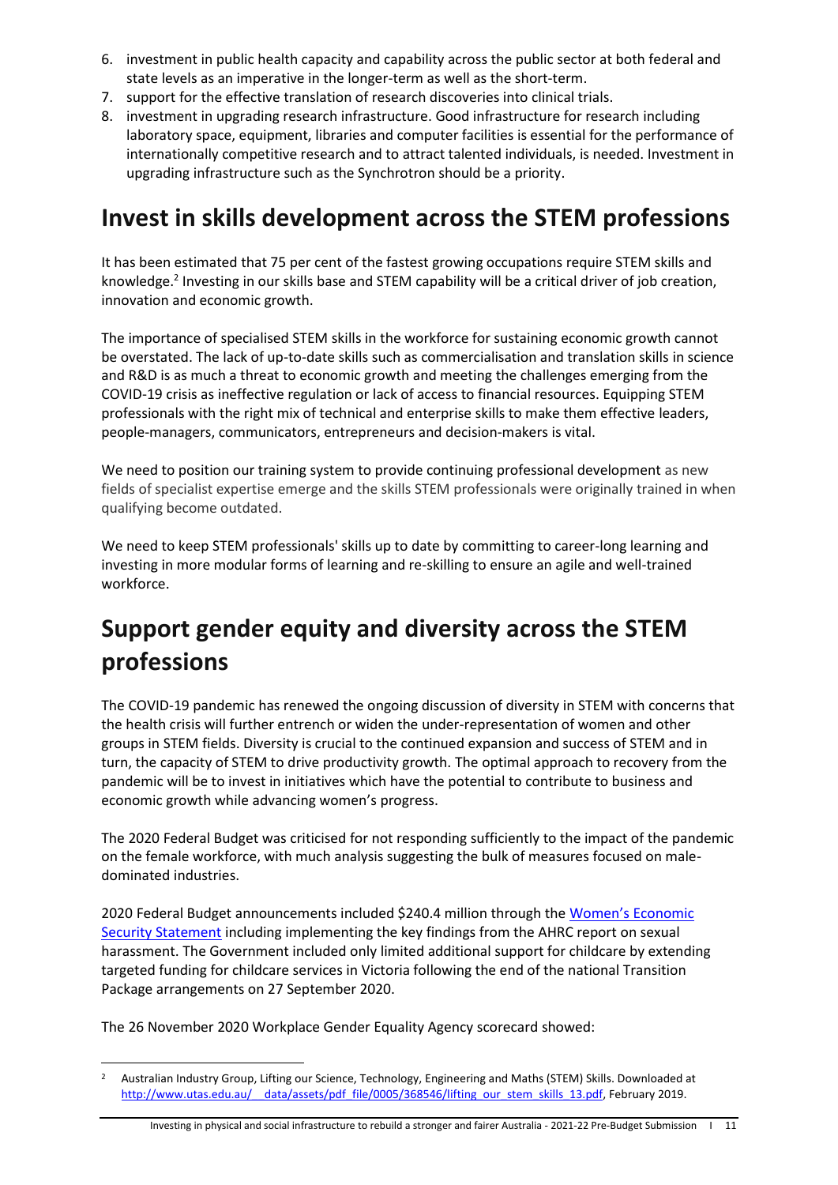6. investment in public health capacity and capability across the public sector at both federal and state levels as an imperative in the longer-term as well as the short-term.
7. support for the effective translation of research discoveries into clinical trials.
8. investment in upgrading research infrastructure. Good infrastructure for research including laboratory space, equipment, libraries and computer facilities is essential for the performance of internationally competitive research and to attract talented individuals, is needed. Investment in upgrading infrastructure such as the Synchrotron should be a priority.

# Invest in skills development across the STEM professions

It has been estimated that 75 per cent of the fastest growing occupations require STEM skills and knowledge.[2] Investing in our skills base and STEM capability will be a critical driver of job creation, innovation and economic growth.

The importance of specialised STEM skills in the workforce for sustaining economic growth cannot be overstated. The lack of up-to-date skills such as commercialisation and translation skills in science and R&D is as much a threat to economic growth and meeting the challenges emerging from the COVID-19 crisis as ineffective regulation or lack of access to financial resources. Equipping STEM professionals with the right mix of technical and enterprise skills to make them effective leaders, people-managers, communicators, entrepreneurs and decision-makers is vital.

We need to position our training system to provide continuing professional development as new fields of specialist expertise emerge and the skills STEM professionals were originally trained in when qualifying become outdated.

We need to keep STEM professionals' skills up to date by committing to career-long learning and investing in more modular forms of learning and re-skilling to ensure an agile and well-trained workforce.

# Support gender equity and diversity across the STEM professions

The COVID-19 pandemic has renewed the ongoing discussion of diversity in STEM with concerns that the health crisis will further entrench or widen the under-representation of women and other groups in STEM fields. Diversity is crucial to the continued expansion and success of STEM and in turn, the capacity of STEM to drive productivity growth. The optimal approach to recovery from the pandemic will be to invest in initiatives which have the potential to contribute to business and economic growth while advancing women's progress.

The 2020 Federal Budget was criticised for not responding sufficiently to the impact of the pandemic on the female workforce, with much analysis suggesting the bulk of measures focused on male-dominated industries.

2020 Federal Budget announcements included $240.4 million through the Women's Economic Security Statement including implementing the key findings from the AHRC report on sexual harassment. The Government included only limited additional support for childcare by extending targeted funding for childcare services in Victoria following the end of the national Transition Package arrangements on 27 September 2020.

The 26 November 2020 Workplace Gender Equality Agency scorecard showed:

[2] Australian Industry Group, Lifting our Science, Technology, Engineering and Maths (STEM) Skills. Downloaded at http://www.utas.edu.au/__data/assets/pdf_file/0005/368546/lifting_our_stem_skills_13.pdf, February 2019.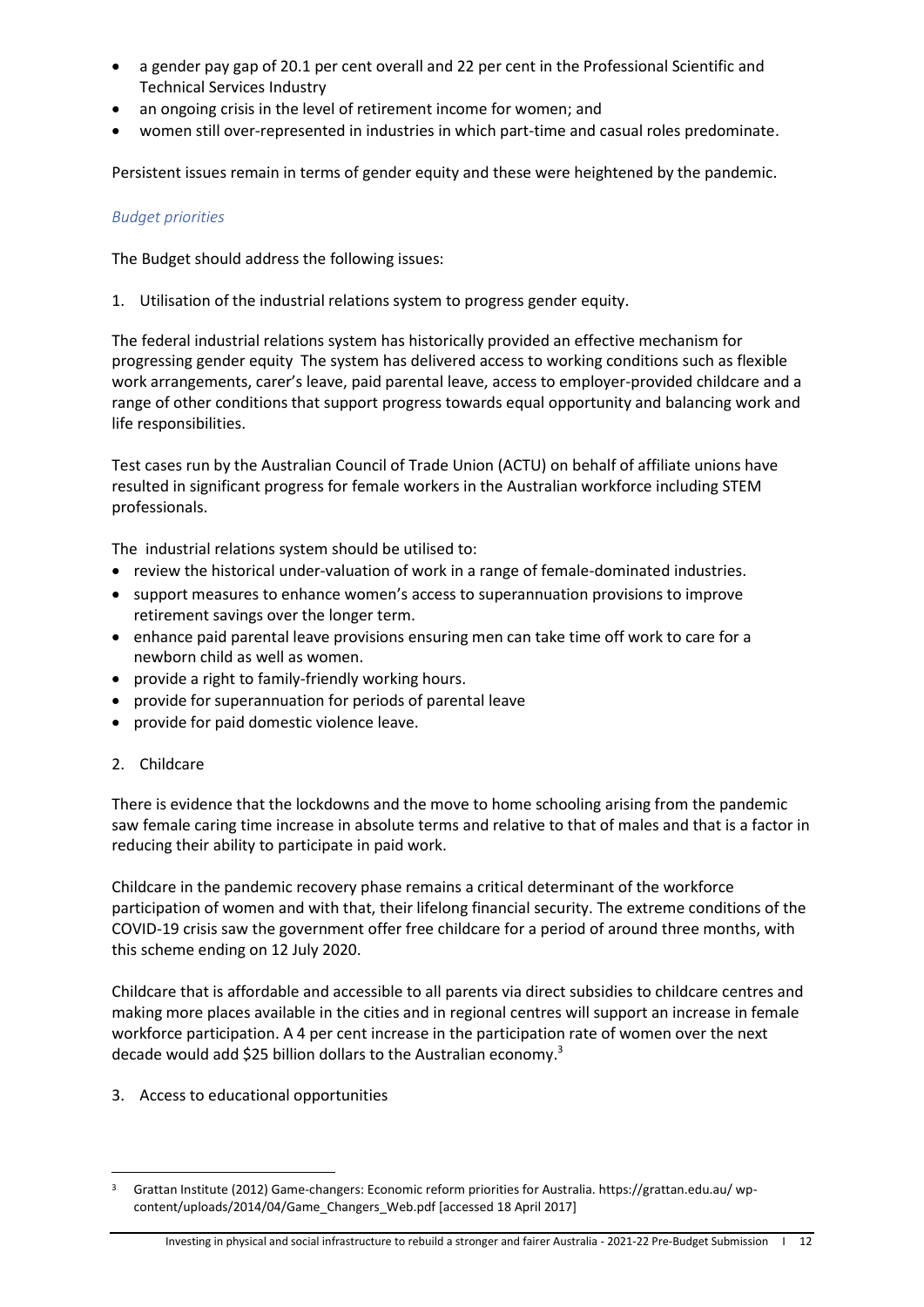- a gender pay gap of 20.1 per cent overall and 22 per cent in the Professional Scientific and Technical Services Industry
- an ongoing crisis in the level of retirement income for women; and
- women still over-represented in industries in which part-time and casual roles predominate.

Persistent issues remain in terms of gender equity and these were heightened by the pandemic.

*Budget priorities*

The Budget should address the following issues:

1. Utilisation of the industrial relations system to progress gender equity.

The federal industrial relations system has historically provided an effective mechanism for progressing gender equity The system has delivered access to working conditions such as flexible work arrangements, carer's leave, paid parental leave, access to employer-provided childcare and a range of other conditions that support progress towards equal opportunity and balancing work and life responsibilities.

Test cases run by the Australian Council of Trade Union (ACTU) on behalf of affiliate unions have resulted in significant progress for female workers in the Australian workforce including STEM professionals.

The industrial relations system should be utilised to:

- review the historical under-valuation of work in a range of female-dominated industries.
- support measures to enhance women's access to superannuation provisions to improve retirement savings over the longer term.
- enhance paid parental leave provisions ensuring men can take time off work to care for a newborn child as well as women.
- provide a right to family-friendly working hours.
- provide for superannuation for periods of parental leave
- provide for paid domestic violence leave.

2. Childcare

There is evidence that the lockdowns and the move to home schooling arising from the pandemic saw female caring time increase in absolute terms and relative to that of males and that is a factor in reducing their ability to participate in paid work.

Childcare in the pandemic recovery phase remains a critical determinant of the workforce participation of women and with that, their lifelong financial security. The extreme conditions of the COVID-19 crisis saw the government offer free childcare for a period of around three months, with this scheme ending on 12 July 2020.

Childcare that is affordable and accessible to all parents via direct subsidies to childcare centres and making more places available in the cities and in regional centres will support an increase in female workforce participation. A 4 per cent increase in the participation rate of women over the next decade would add $25 billion dollars to the Australian economy.[3]

3. Access to educational opportunities

---

[3] Grattan Institute (2012) Game-changers: Economic reform priorities for Australia. https://grattan.edu.au/ wp-content/uploads/2014/04/Game_Changers_Web.pdf [accessed 18 April 2017]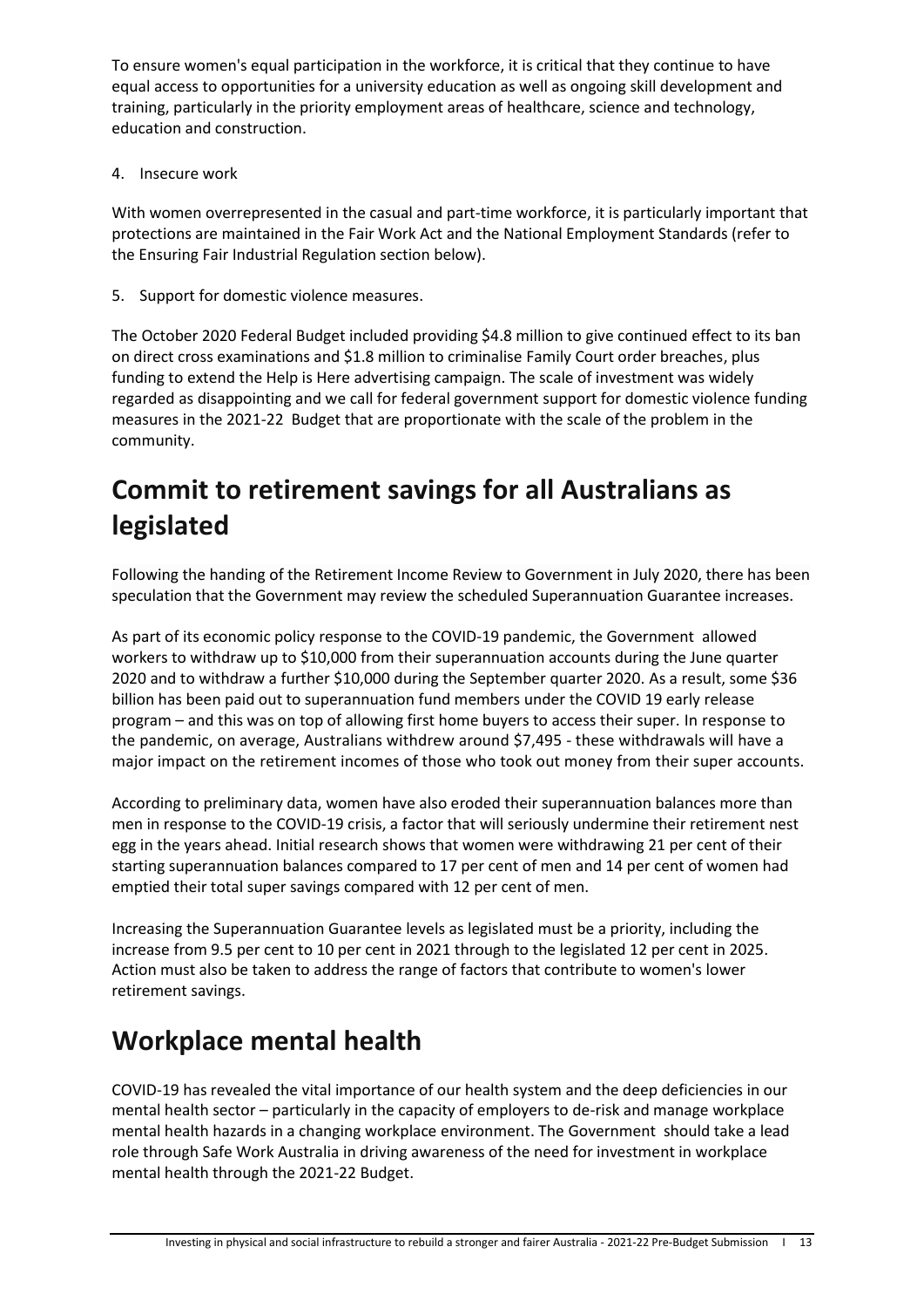To ensure women's equal participation in the workforce, it is critical that they continue to have equal access to opportunities for a university education as well as ongoing skill development and training, particularly in the priority employment areas of healthcare, science and technology, education and construction.

4. Insecure work

With women overrepresented in the casual and part-time workforce, it is particularly important that protections are maintained in the Fair Work Act and the National Employment Standards (refer to the Ensuring Fair Industrial Regulation section below).

5. Support for domestic violence measures.

The October 2020 Federal Budget included providing $4.8 million to give continued effect to its ban on direct cross examinations and $1.8 million to criminalise Family Court order breaches, plus funding to extend the Help is Here advertising campaign. The scale of investment was widely regarded as disappointing and we call for federal government support for domestic violence funding measures in the 2021-22 Budget that are proportionate with the scale of the problem in the community.

# Commit to retirement savings for all Australians as legislated

Following the handing of the Retirement Income Review to Government in July 2020, there has been speculation that the Government may review the scheduled Superannuation Guarantee increases.

As part of its economic policy response to the COVID-19 pandemic, the Government allowed workers to withdraw up to $10,000 from their superannuation accounts during the June quarter 2020 and to withdraw a further $10,000 during the September quarter 2020. As a result, some $36 billion has been paid out to superannuation fund members under the COVID 19 early release program – and this was on top of allowing first home buyers to access their super. In response to the pandemic, on average, Australians withdrew around $7,495 - these withdrawals will have a major impact on the retirement incomes of those who took out money from their super accounts.

According to preliminary data, women have also eroded their superannuation balances more than men in response to the COVID-19 crisis, a factor that will seriously undermine their retirement nest egg in the years ahead. Initial research shows that women were withdrawing 21 per cent of their starting superannuation balances compared to 17 per cent of men and 14 per cent of women had emptied their total super savings compared with 12 per cent of men.

Increasing the Superannuation Guarantee levels as legislated must be a priority, including the increase from 9.5 per cent to 10 per cent in 2021 through to the legislated 12 per cent in 2025. Action must also be taken to address the range of factors that contribute to women's lower retirement savings.

# Workplace mental health

COVID-19 has revealed the vital importance of our health system and the deep deficiencies in our mental health sector – particularly in the capacity of employers to de-risk and manage workplace mental health hazards in a changing workplace environment. The Government should take a lead role through Safe Work Australia in driving awareness of the need for investment in workplace mental health through the 2021-22 Budget.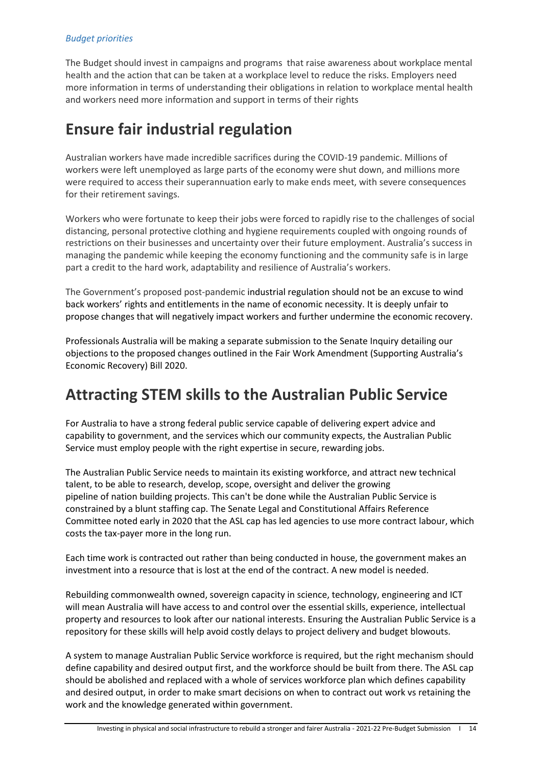*Budget priorities*

The Budget should invest in campaigns and programs that raise awareness about workplace mental health and the action that can be taken at a workplace level to reduce the risks. Employers need more information in terms of understanding their obligations in relation to workplace mental health and workers need more information and support in terms of their rights

# Ensure fair industrial regulation

Australian workers have made incredible sacrifices during the COVID-19 pandemic. Millions of workers were left unemployed as large parts of the economy were shut down, and millions more were required to access their superannuation early to make ends meet, with severe consequences for their retirement savings.

Workers who were fortunate to keep their jobs were forced to rapidly rise to the challenges of social distancing, personal protective clothing and hygiene requirements coupled with ongoing rounds of restrictions on their businesses and uncertainty over their future employment. Australia's success in managing the pandemic while keeping the economy functioning and the community safe is in large part a credit to the hard work, adaptability and resilience of Australia's workers.

The Government's proposed post-pandemic industrial regulation should not be an excuse to wind back workers' rights and entitlements in the name of economic necessity. It is deeply unfair to propose changes that will negatively impact workers and further undermine the economic recovery.

Professionals Australia will be making a separate submission to the Senate Inquiry detailing our objections to the proposed changes outlined in the Fair Work Amendment (Supporting Australia's Economic Recovery) Bill 2020.

# Attracting STEM skills to the Australian Public Service

For Australia to have a strong federal public service capable of delivering expert advice and capability to government, and the services which our community expects, the Australian Public Service must employ people with the right expertise in secure, rewarding jobs.

The Australian Public Service needs to maintain its existing workforce, and attract new technical talent, to be able to research, develop, scope, oversight and deliver the growing pipeline of nation building projects. This can't be done while the Australian Public Service is constrained by a blunt staffing cap. The Senate Legal and Constitutional Affairs Reference Committee noted early in 2020 that the ASL cap has led agencies to use more contract labour, which costs the tax-payer more in the long run.

Each time work is contracted out rather than being conducted in house, the government makes an investment into a resource that is lost at the end of the contract. A new model is needed.

Rebuilding commonwealth owned, sovereign capacity in science, technology, engineering and ICT will mean Australia will have access to and control over the essential skills, experience, intellectual property and resources to look after our national interests. Ensuring the Australian Public Service is a repository for these skills will help avoid costly delays to project delivery and budget blowouts.

A system to manage Australian Public Service workforce is required, but the right mechanism should define capability and desired output first, and the workforce should be built from there. The ASL cap should be abolished and replaced with a whole of services workforce plan which defines capability and desired output, in order to make smart decisions on when to contract out work vs retaining the work and the knowledge generated within government.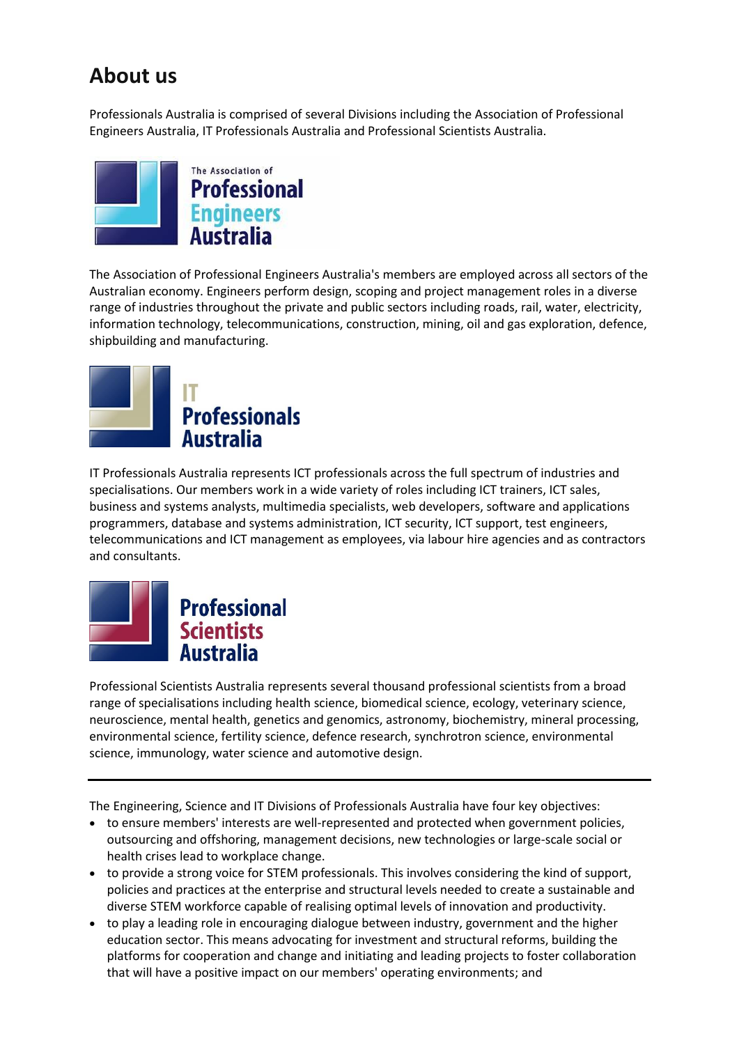# About us

Professionals Australia is comprised of several Divisions including the Association of Professional Engineers Australia, IT Professionals Australia and Professional Scientists Australia.

The Association of Professional Engineers Australia

The Association of Professional Engineers Australia's members are employed across all sectors of the Australian economy. Engineers perform design, scoping and project management roles in a diverse range of industries throughout the private and public sectors including roads, rail, water, electricity, information technology, telecommunications, construction, mining, oil and gas exploration, defence, shipbuilding and manufacturing.

IT Professionals Australia

IT Professionals Australia represents ICT professionals across the full spectrum of industries and specialisations. Our members work in a wide variety of roles including ICT trainers, ICT sales, business and systems analysts, multimedia specialists, web developers, software and applications programmers, database and systems administration, ICT security, ICT support, test engineers, telecommunications and ICT management as employees, via labour hire agencies and as contractors and consultants.

Professional Scientists Australia

Professional Scientists Australia represents several thousand professional scientists from a broad range of specialisations including health science, biomedical science, ecology, veterinary science, neuroscience, mental health, genetics and genomics, astronomy, biochemistry, mineral processing, environmental science, fertility science, defence research, synchrotron science, environmental science, immunology, water science and automotive design.

---

The Engineering, Science and IT Divisions of Professionals Australia have four key objectives:

- to ensure members' interests are well-represented and protected when government policies, outsourcing and offshoring, management decisions, new technologies or large-scale social or health crises lead to workplace change.
- to provide a strong voice for STEM professionals. This involves considering the kind of support, policies and practices at the enterprise and structural levels needed to create a sustainable and diverse STEM workforce capable of realising optimal levels of innovation and productivity.
- to play a leading role in encouraging dialogue between industry, government and the higher education sector. This means advocating for investment and structural reforms, building the platforms for cooperation and change and initiating and leading projects to foster collaboration that will have a positive impact on our members' operating environments; and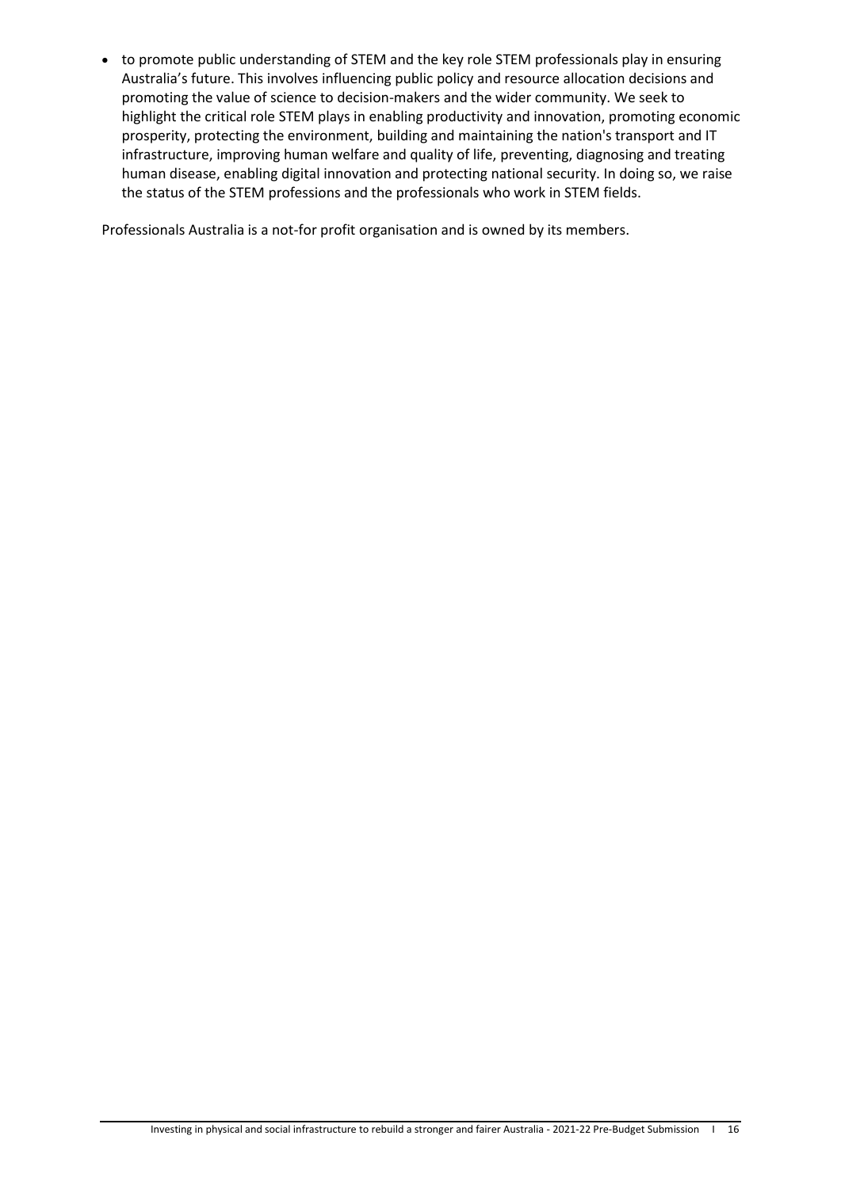- to promote public understanding of STEM and the key role STEM professionals play in ensuring Australia's future. This involves influencing public policy and resource allocation decisions and promoting the value of science to decision-makers and the wider community. We seek to highlight the critical role STEM plays in enabling productivity and innovation, promoting economic prosperity, protecting the environment, building and maintaining the nation's transport and IT infrastructure, improving human welfare and quality of life, preventing, diagnosing and treating human disease, enabling digital innovation and protecting national security. In doing so, we raise the status of the STEM professions and the professionals who work in STEM fields.

Professionals Australia is a not-for profit organisation and is owned by its members.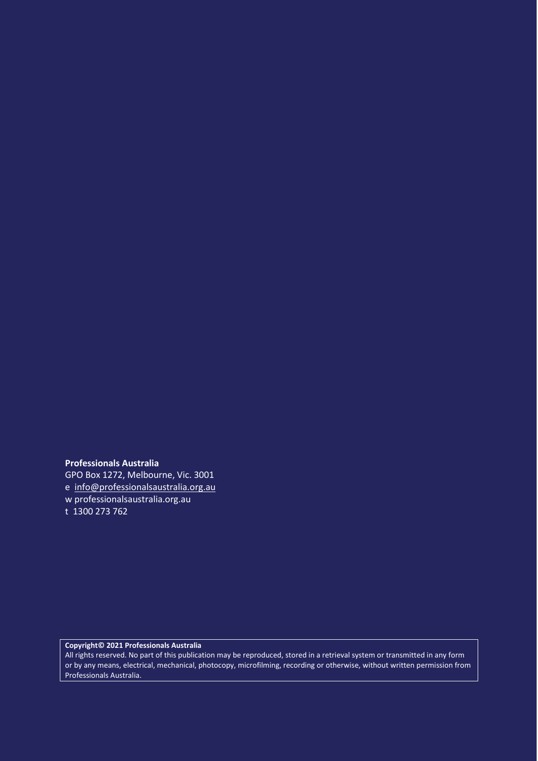**Professionals Australia**
GPO Box 1272, Melbourne, Vic. 3001
e info@professionalsaustralia.org.au
w professionalsaustralia.org.au
t 1300 273 762

**Copyright© 2021 Professionals Australia**
All rights reserved. No part of this publication may be reproduced, stored in a retrieval system or transmitted in any form or by any means, electrical, mechanical, photocopy, microfilming, recording or otherwise, without written permission from Professionals Australia.